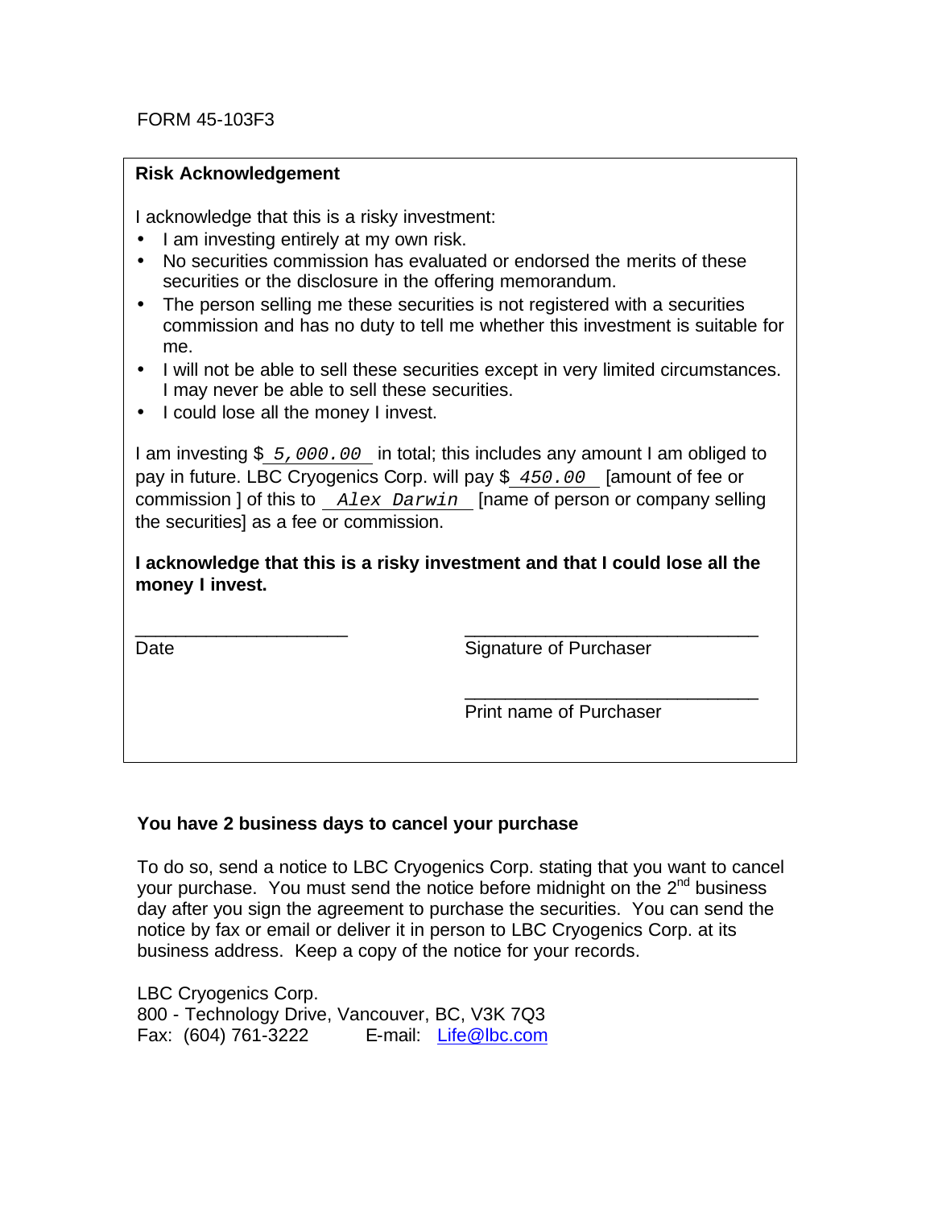FORM 45-103F3

**Risk Acknowledgement**

I acknowledge that this is a risky investment:

- I am investing entirely at my own risk.
- No securities commission has evaluated or endorsed the merits of these securities or the disclosure in the offering memorandum.
- The person selling me these securities is not registered with a securities commission and has no duty to tell me whether this investment is suitable for me.
- I will not be able to sell these securities except in very limited circumstances. I may never be able to sell these securities.
- I could lose all the money I invest.

I am investing $ *5,000.00* in total; this includes any amount I am obliged to pay in future. LBC Cryogenics Corp. will pay $ *450.00* [amount of fee or commission ] of this to *Alex Darwin* [name of person or company selling the securities] as a fee or commission.

**I acknowledge that this is a risky investment and that I could lose all the money I invest.**

\_\_\_\_\_\_\_\_\_\_\_\_\_\_\_\_\_\_\_\_\_\_
Date

\_\_\_\_\_\_\_\_\_\_\_\_\_\_\_\_\_\_\_\_\_\_\_\_\_\_\_\_\_\_
Signature of Purchaser

\_\_\_\_\_\_\_\_\_\_\_\_\_\_\_\_\_\_\_\_\_\_\_\_\_\_\_\_\_\_
Print name of Purchaser

**You have 2 business days to cancel your purchase**

To do so, send a notice to LBC Cryogenics Corp. stating that you want to cancel your purchase. You must send the notice before midnight on the 2nd business day after you sign the agreement to purchase the securities. You can send the notice by fax or email or deliver it in person to LBC Cryogenics Corp. at its business address. Keep a copy of the notice for your records.

LBC Cryogenics Corp.
800 - Technology Drive, Vancouver, BC, V3K 7Q3
Fax: (604) 761-3222 E-mail: Life@lbc.com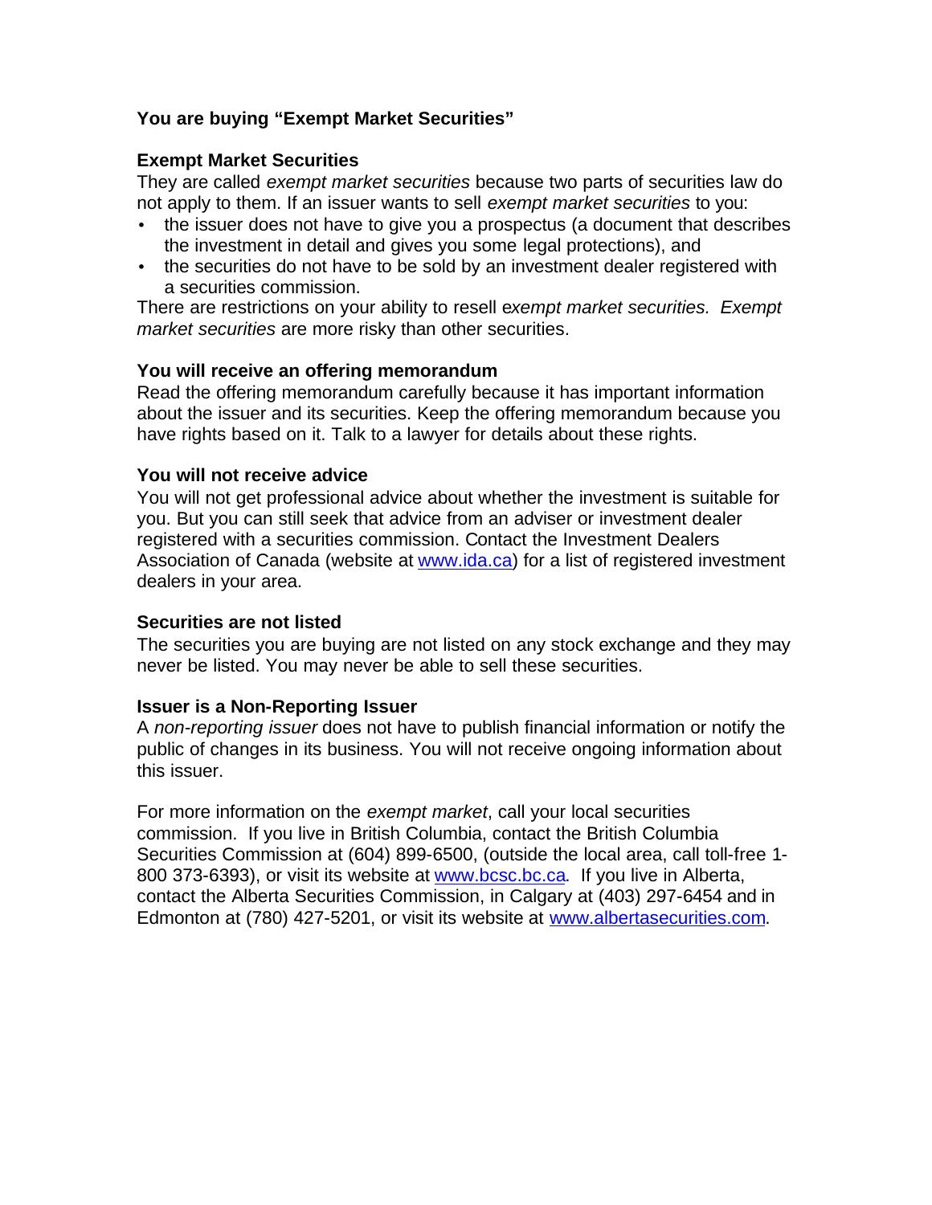**You are buying "Exempt Market Securities"**

**Exempt Market Securities**

They are called *exempt market securities* because two parts of securities law do not apply to them. If an issuer wants to sell *exempt market securities* to you:

- the issuer does not have to give you a prospectus (a document that describes the investment in detail and gives you some legal protections), and
- the securities do not have to be sold by an investment dealer registered with a securities commission.

There are restrictions on your ability to resell e*xempt market securities. Exempt market securities* are more risky than other securities.

**You will receive an offering memorandum**

Read the offering memorandum carefully because it has important information about the issuer and its securities. Keep the offering memorandum because you have rights based on it. Talk to a lawyer for details about these rights.

**You will not receive advice**

You will not get professional advice about whether the investment is suitable for you. But you can still seek that advice from an adviser or investment dealer registered with a securities commission. Contact the Investment Dealers Association of Canada (website at www.ida.ca) for a list of registered investment dealers in your area.

**Securities are not listed**

The securities you are buying are not listed on any stock exchange and they may never be listed. You may never be able to sell these securities.

**Issuer is a Non-Reporting Issuer**

A *non-reporting issuer* does not have to publish financial information or notify the public of changes in its business. You will not receive ongoing information about this issuer.

For more information on the *exempt market*, call your local securities commission. If you live in British Columbia, contact the British Columbia Securities Commission at (604) 899-6500, (outside the local area, call toll-free 1-800 373-6393), or visit its website at www.bcsc.bc.ca. If you live in Alberta, contact the Alberta Securities Commission, in Calgary at (403) 297-6454 and in Edmonton at (780) 427-5201, or visit its website at www.albertasecurities.com.